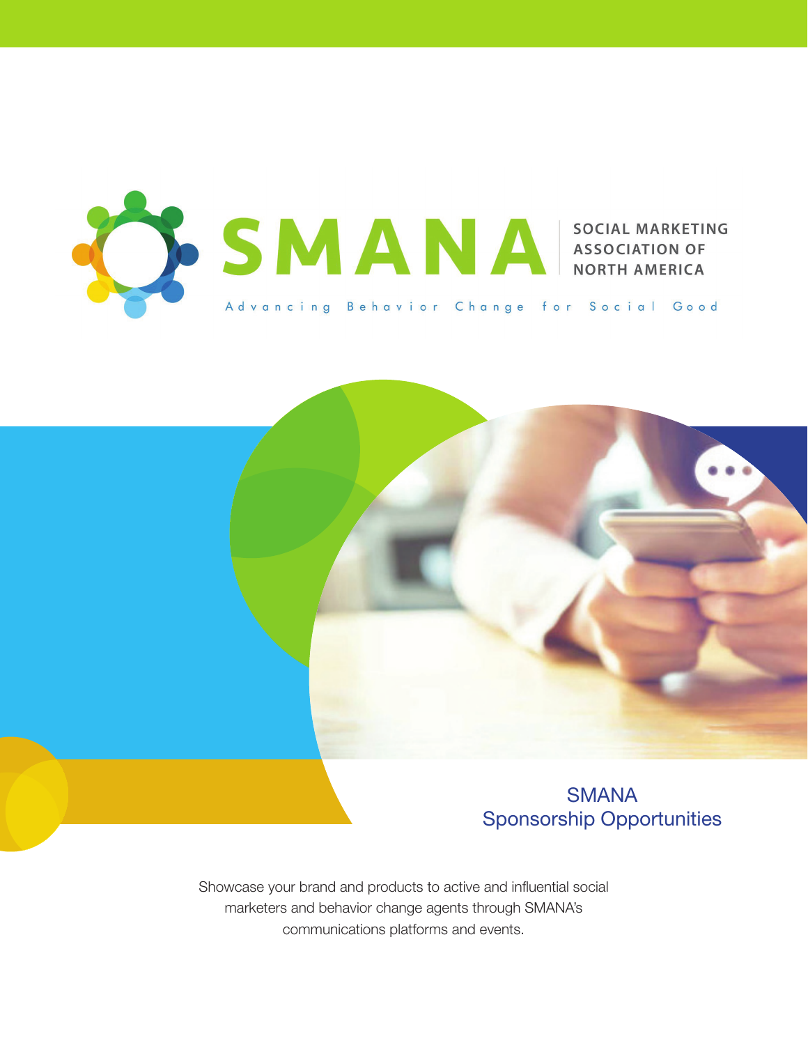# SMANA

SOCIAL MARKETING ASSOCIATION OF NORTH AMERICA

Advancing Behavior Change for Social Good

## SMANA Sponsorship Opportunities

Showcase your brand and products to active and influential social marketers and behavior change agents through SMANA's communications platforms and events.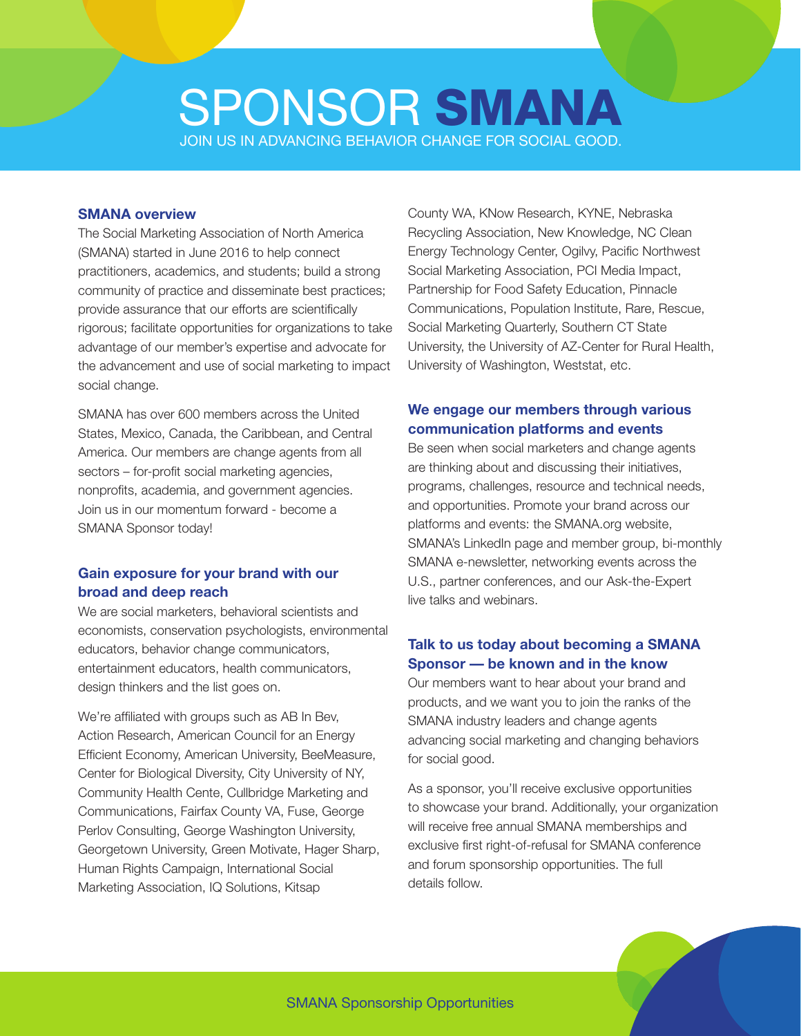# SPONSOR **SMANA**

JOIN US IN ADVANCING BEHAVIOR CHANGE FOR SOCIAL GOOD.

### SMANA overview

The Social Marketing Association of North America (SMANA) started in June 2016 to help connect practitioners, academics, and students; build a strong community of practice and disseminate best practices; provide assurance that our efforts are scientifically rigorous; facilitate opportunities for organizations to take advantage of our member's expertise and advocate for the advancement and use of social marketing to impact social change.

SMANA has over 600 members across the United States, Mexico, Canada, the Caribbean, and Central America. Our members are change agents from all sectors – for-profit social marketing agencies, nonprofits, academia, and government agencies. Join us in our momentum forward - become a SMANA Sponsor today!

### Gain exposure for your brand with our broad and deep reach

We are social marketers, behavioral scientists and economists, conservation psychologists, environmental educators, behavior change communicators, entertainment educators, health communicators, design thinkers and the list goes on.

We're affiliated with groups such as AB In Bev, Action Research, American Council for an Energy Efficient Economy, American University, BeeMeasure, Center for Biological Diversity, City University of NY, Community Health Cente, Cullbridge Marketing and Communications, Fairfax County VA, Fuse, George Perlov Consulting, George Washington University, Georgetown University, Green Motivate, Hager Sharp, Human Rights Campaign, International Social Marketing Association, IQ Solutions, Kitsap County WA, KNow Research, KYNE, Nebraska Recycling Association, New Knowledge, NC Clean Energy Technology Center, Ogilvy, Pacific Northwest Social Marketing Association, PCI Media Impact, Partnership for Food Safety Education, Pinnacle Communications, Population Institute, Rare, Rescue, Social Marketing Quarterly, Southern CT State University, the University of AZ-Center for Rural Health, University of Washington, Weststat, etc.

### We engage our members through various communication platforms and events

Be seen when social marketers and change agents are thinking about and discussing their initiatives, programs, challenges, resource and technical needs, and opportunities. Promote your brand across our platforms and events: the SMANA.org website, SMANA's LinkedIn page and member group, bi-monthly SMANA e-newsletter, networking events across the U.S., partner conferences, and our Ask-the-Expert live talks and webinars.

### Talk to us today about becoming a SMANA Sponsor — be known and in the know

Our members want to hear about your brand and products, and we want you to join the ranks of the SMANA industry leaders and change agents advancing social marketing and changing behaviors for social good.

As a sponsor, you'll receive exclusive opportunities to showcase your brand. Additionally, your organization will receive free annual SMANA memberships and exclusive first right-of-refusal for SMANA conference and forum sponsorship opportunities. The full details follow.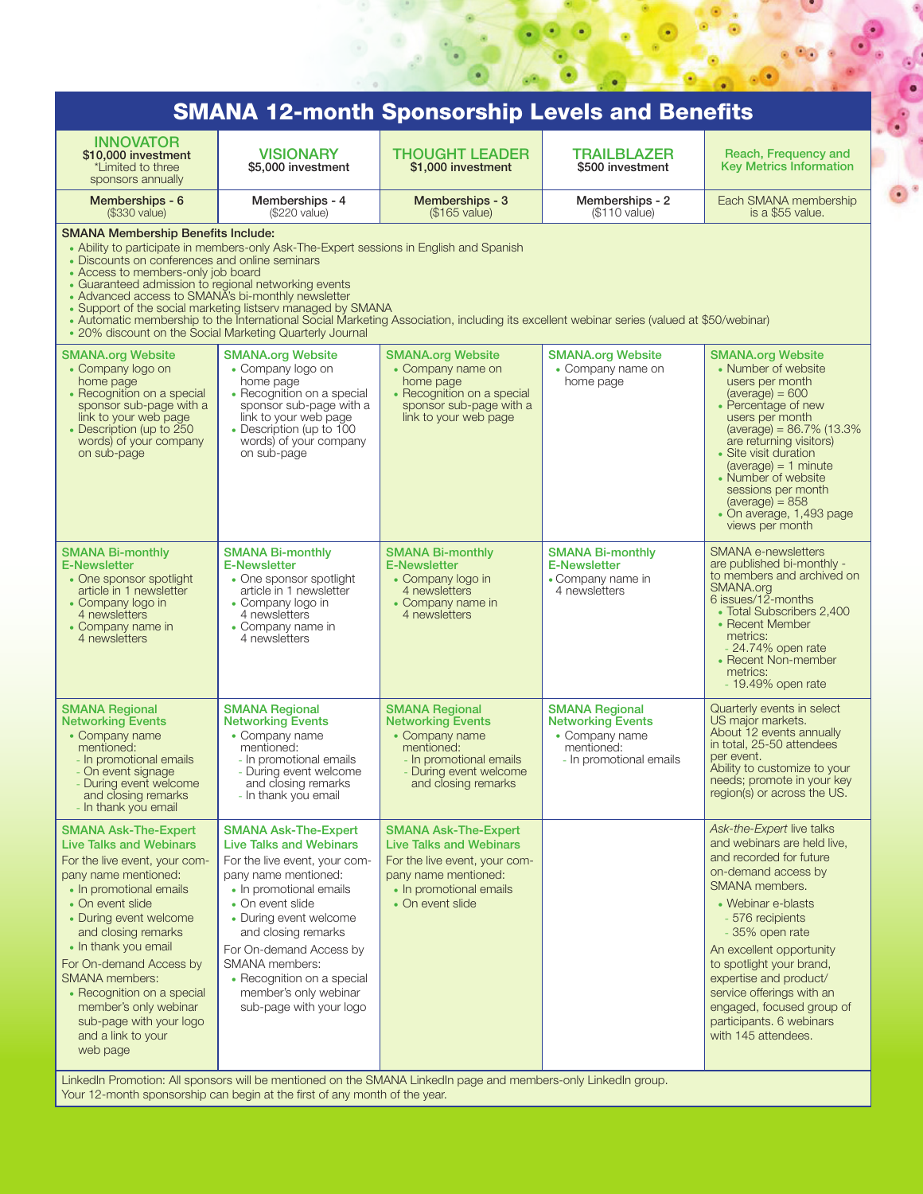# SMANA 12-month Sponsorship Levels and Benefits

| INNOVATOR<br>$10,000 investment<br>*Limited to three sponsors annually | VISIONARY<br>$5,000 investment | THOUGHT LEADER<br>$1,000 investment | TRAILBLAZER<br>$500 investment | Reach, Frequency and Key Metrics Information |
|---|---|---|---|---|
| Memberships - 6<br>($330 value) | Memberships - 4<br>($220 value) | Memberships - 3<br>($165 value) | Memberships - 2<br>($110 value) | Each SMANA membership is a $55 value. |

**SMANA Membership Benefits Include:**

- Ability to participate in members-only Ask-The-Expert sessions in English and Spanish
- Discounts on conferences and online seminars
- Access to members-only job board
- Guaranteed admission to regional networking events
- Advanced access to SMANA's bi-monthly newsletter
- Support of the social marketing listserv managed by SMANA
- Automatic membership to the International Social Marketing Association, including its excellent webinar series (valued at $50/webinar)
- 20% discount on the Social Marketing Quarterly Journal

| INNOVATOR | VISIONARY | THOUGHT LEADER | TRAILBLAZER | Reach, Frequency and Key Metrics Information |
|---|---|---|---|---|
| **SMANA.org Website**<br>• Company logo on home page<br>• Recognition on a special sponsor sub-page with a link to your web page<br>• Description (up to 250 words) of your company on sub-page | **SMANA.org Website**<br>• Company logo on home page<br>• Recognition on a special sponsor sub-page with a link to your web page<br>• Description (up to 100 words) of your company on sub-page | **SMANA.org Website**<br>• Company name on home page<br>• Recognition on a special sponsor sub-page with a link to your web page | **SMANA.org Website**<br>• Company name on home page | **SMANA.org Website**<br>• Number of website users per month (average) = 600<br>• Percentage of new users per month (average) = 86.7% (13.3% are returning visitors)<br>• Site visit duration (average) = 1 minute<br>• Number of website sessions per month (average) = 858<br>• On average, 1,493 page views per month |
| **SMANA Bi-monthly E-Newsletter**<br>• One sponsor spotlight article in 1 newsletter<br>• Company logo in 4 newsletters<br>• Company name in 4 newsletters | **SMANA Bi-monthly E-Newsletter**<br>• One sponsor spotlight article in 1 newsletter<br>• Company logo in 4 newsletters<br>• Company name in 4 newsletters | **SMANA Bi-monthly E-Newsletter**<br>• Company logo in 4 newsletters<br>• Company name in 4 newsletters | **SMANA Bi-monthly E-Newsletter**<br>• Company name in 4 newsletters | SMANA e-newsletters are published bi-monthly - to members and archived on SMANA.org<br>6 issues/12-months<br>• Total Subscribers 2,400<br>• Recent Member metrics:<br>- 24.74% open rate<br>• Recent Non-member metrics:<br>- 19.49% open rate |
| **SMANA Regional Networking Events**<br>• Company name mentioned:<br>- In promotional emails<br>- On event signage<br>- During event welcome and closing remarks<br>- In thank you email | **SMANA Regional Networking Events**<br>• Company name mentioned:<br>- In promotional emails<br>- During event welcome and closing remarks<br>- In thank you email | **SMANA Regional Networking Events**<br>• Company name mentioned:<br>- In promotional emails<br>- During event welcome and closing remarks | **SMANA Regional Networking Events**<br>• Company name mentioned:<br>- In promotional emails | Quarterly events in select US major markets. About 12 events annually in total, 25-50 attendees per event. Ability to customize to your needs; promote in your key region(s) or across the US. |
| **SMANA Ask-The-Expert Live Talks and Webinars**<br>For the live event, your company name mentioned:<br>• In promotional emails<br>• On event slide<br>• During event welcome and closing remarks<br>• In thank you email<br>For On-demand Access by SMANA members:<br>• Recognition on a special member's only webinar sub-page with your logo and a link to your web page | **SMANA Ask-The-Expert Live Talks and Webinars**<br>For the live event, your company name mentioned:<br>• In promotional emails<br>• On event slide<br>• During event welcome and closing remarks<br>For On-demand Access by SMANA members:<br>• Recognition on a special member's only webinar sub-page with your logo | **SMANA Ask-The-Expert Live Talks and Webinars**<br>For the live event, your company name mentioned:<br>• In promotional emails<br>• On event slide | | *Ask-the-Expert* live talks and webinars are held live, and recorded for future on-demand access by SMANA members.<br>• Webinar e-blasts<br>- 576 recipients<br>- 35% open rate<br>An excellent opportunity to spotlight your brand, expertise and product/service offerings with an engaged, focused group of participants. 6 webinars with 145 attendees. |

LinkedIn Promotion: All sponsors will be mentioned on the SMANA LinkedIn page and members-only LinkedIn group.
Your 12-month sponsorship can begin at the first of any month of the year.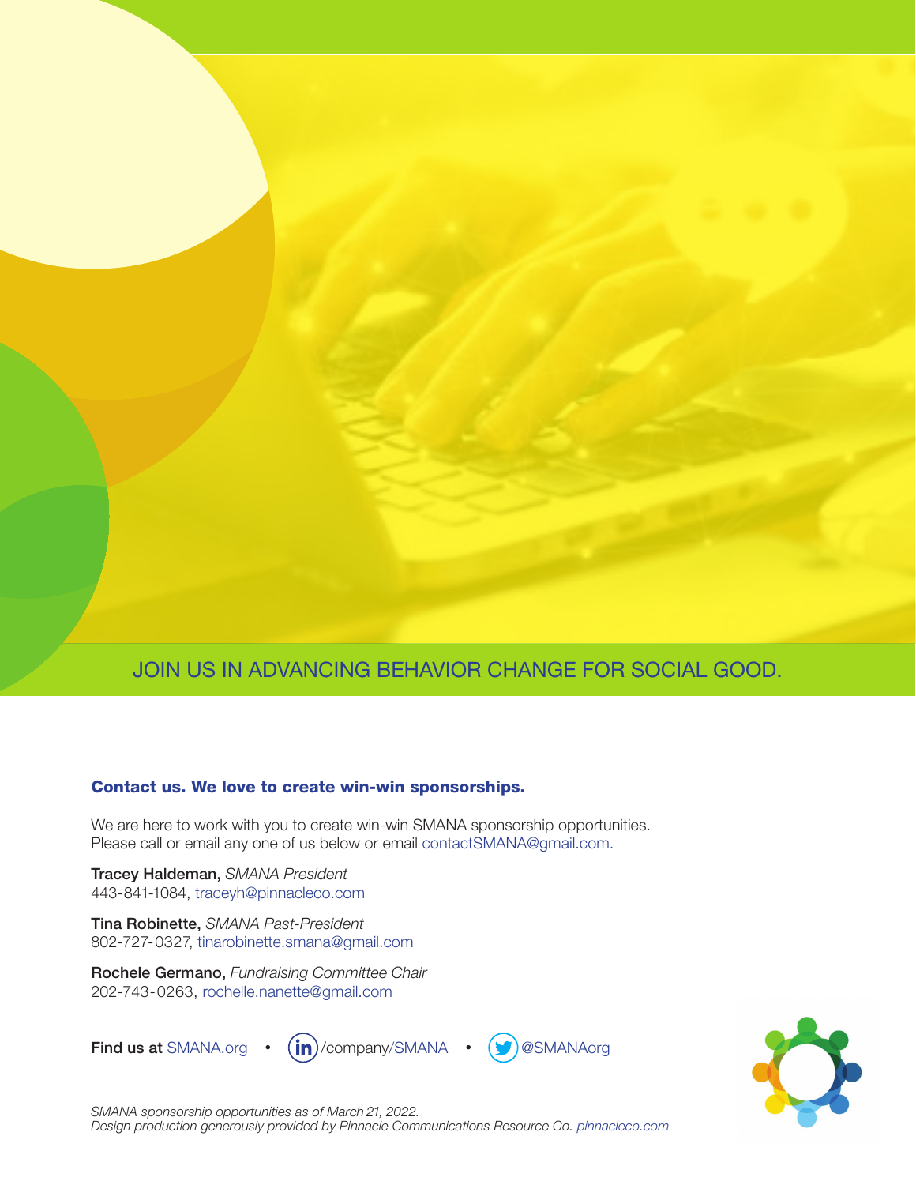JOIN US IN ADVANCING BEHAVIOR CHANGE FOR SOCIAL GOOD.

**Contact us. We love to create win-win sponsorships.**

We are here to work with you to create win-win SMANA sponsorship opportunities. Please call or email any one of us below or email contactSMANA@gmail.com.

**Tracey Haldeman,** *SMANA President*
443-841-1084, traceyh@pinnacleco.com

**Tina Robinette,** *SMANA Past-President*
802-727-0327, tinarobinette.smana@gmail.com

**Rochele Germano,** *Fundraising Committee Chair*
202-743-0263, rochelle.nanette@gmail.com

**Find us at** SMANA.org • /company/SMANA • @SMANAorg

*SMANA sponsorship opportunities as of March 21, 2022.*
*Design production generously provided by Pinnacle Communications Resource Co. pinnacleco.com*